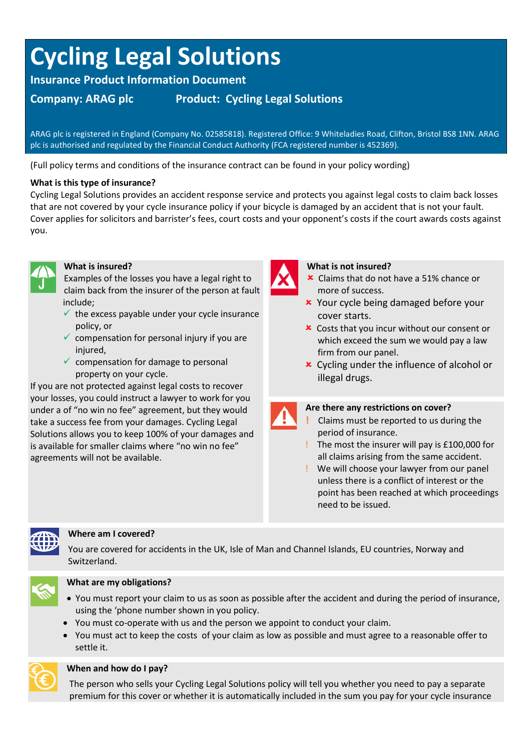# Cycling Legal Solutions

**Insurance Product Information Document**

**Company: ARAG plc** **Product: Cycling Legal Solutions**

ARAG plc is registered in England (Company No. 02585818). Registered Office: 9 Whiteladies Road, Clifton, Bristol BS8 1NN. ARAG plc is authorised and regulated by the Financial Conduct Authority (FCA registered number is 452369).

(Full policy terms and conditions of the insurance contract can be found in your policy wording)

**What is this type of insurance?**

Cycling Legal Solutions provides an accident response service and protects you against legal costs to claim back losses that are not covered by your cycle insurance policy if your bicycle is damaged by an accident that is not your fault. Cover applies for solicitors and barrister's fees, court costs and your opponent's costs if the court awards costs against you.

### What is insured?

Examples of the losses you have a legal right to claim back from the insurer of the person at fault include;

- ✓ the excess payable under your cycle insurance policy, or
- ✓ compensation for personal injury if you are injured,
- ✓ compensation for damage to personal property on your cycle.

If you are not protected against legal costs to recover your losses, you could instruct a lawyer to work for you under a of "no win no fee" agreement, but they would take a success fee from your damages. Cycling Legal Solutions allows you to keep 100% of your damages and is available for smaller claims where "no win no fee" agreements will not be available.

### What is not insured?

- ✗ Claims that do not have a 51% chance or more of success.
- ✗ Your cycle being damaged before your cover starts.
- ✗ Costs that you incur without our consent or which exceed the sum we would pay a law firm from our panel.
- ✗ Cycling under the influence of alcohol or illegal drugs.

### Are there any restrictions on cover?

- ! Claims must be reported to us during the period of insurance.
- ! The most the insurer will pay is £100,000 for all claims arising from the same accident.
- ! We will choose your lawyer from our panel unless there is a conflict of interest or the point has been reached at which proceedings need to be issued.

### Where am I covered?

You are covered for accidents in the UK, Isle of Man and Channel Islands, EU countries, Norway and Switzerland.

### What are my obligations?

- You must report your claim to us as soon as possible after the accident and during the period of insurance, using the 'phone number shown in you policy.
- You must co-operate with us and the person we appoint to conduct your claim.
- You must act to keep the costs of your claim as low as possible and must agree to a reasonable offer to settle it.

### When and how do I pay?

The person who sells your Cycling Legal Solutions policy will tell you whether you need to pay a separate premium for this cover or whether it is automatically included in the sum you pay for your cycle insurance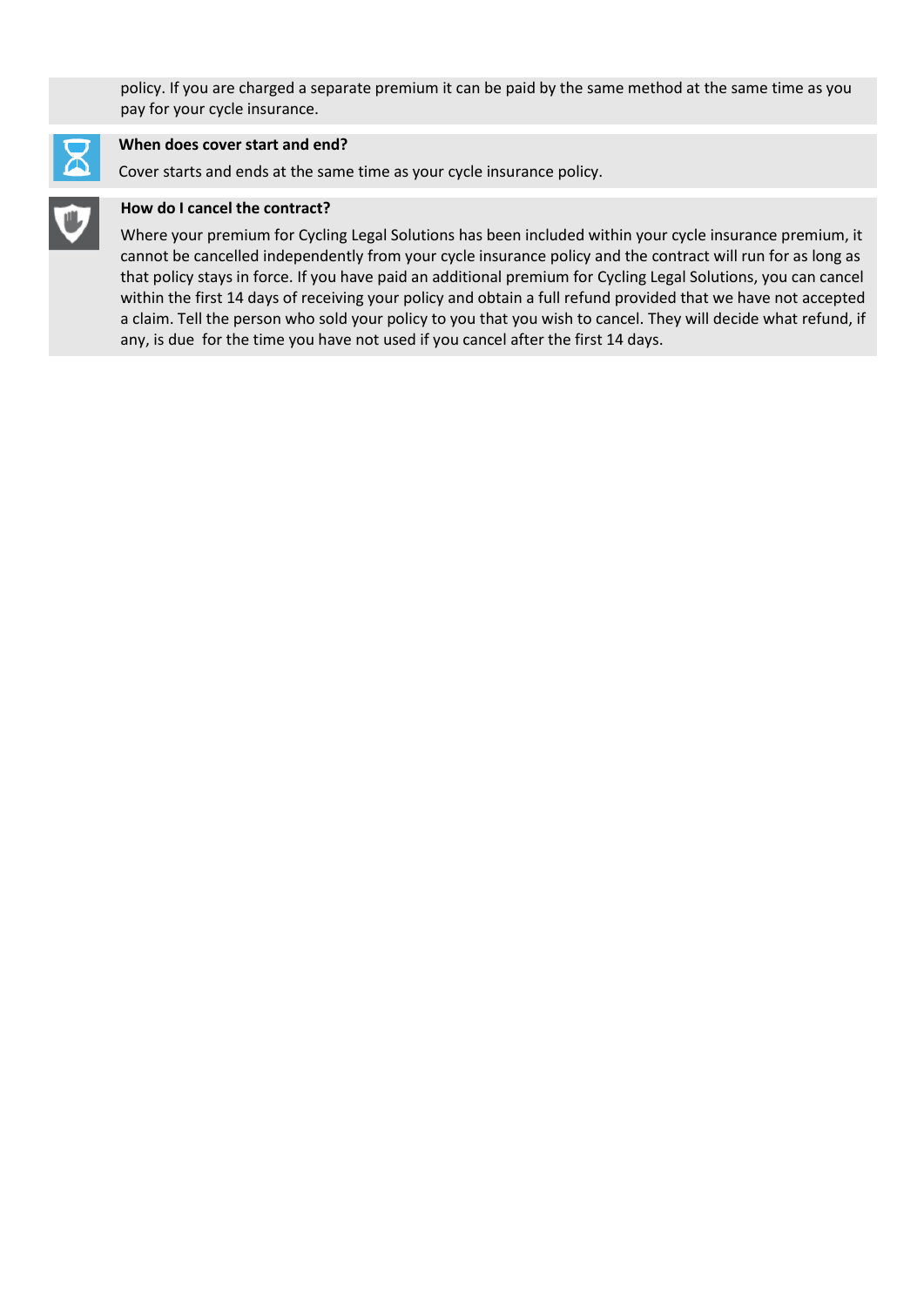policy. If you are charged a separate premium it can be paid by the same method at the same time as you pay for your cycle insurance.

**When does cover start and end?**

Cover starts and ends at the same time as your cycle insurance policy.

**How do I cancel the contract?**

Where your premium for Cycling Legal Solutions has been included within your cycle insurance premium, it cannot be cancelled independently from your cycle insurance policy and the contract will run for as long as that policy stays in force. If you have paid an additional premium for Cycling Legal Solutions, you can cancel within the first 14 days of receiving your policy and obtain a full refund provided that we have not accepted a claim. Tell the person who sold your policy to you that you wish to cancel. They will decide what refund, if any, is due for the time you have not used if you cancel after the first 14 days.